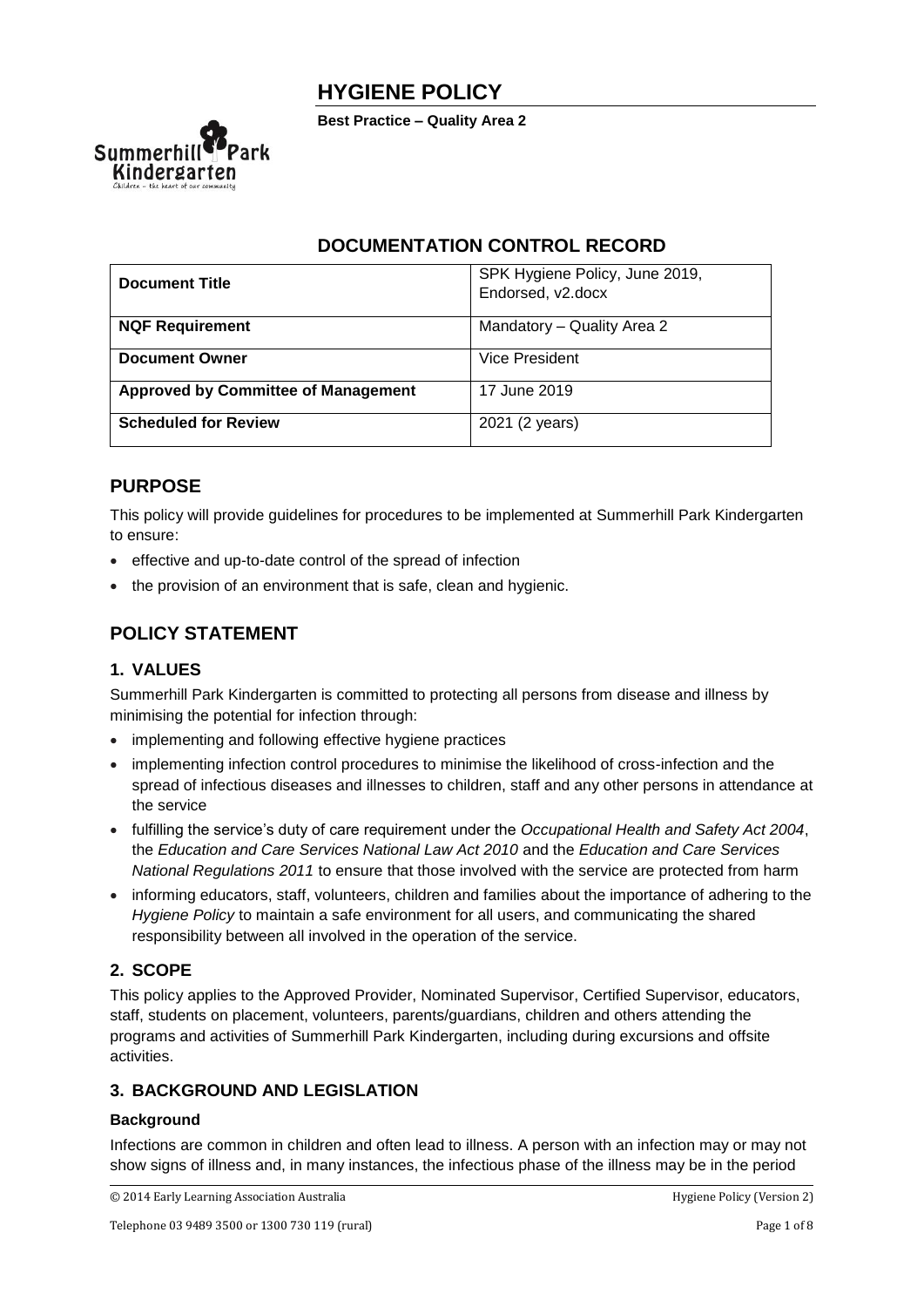# HYGIENE POLICY

**Best Practice – Quality Area 2**

## DOCUMENTATION CONTROL RECORD

| **Document Title** | SPK Hygiene Policy, June 2019, Endorsed, v2.docx |
|---|---|
| **NQF Requirement** | Mandatory – Quality Area 2 |
| **Document Owner** | Vice President |
| **Approved by Committee of Management** | 17 June 2019 |
| **Scheduled for Review** | 2021 (2 years) |

## PURPOSE

This policy will provide guidelines for procedures to be implemented at Summerhill Park Kindergarten to ensure:

- effective and up-to-date control of the spread of infection
- the provision of an environment that is safe, clean and hygienic.

## POLICY STATEMENT

### 1. VALUES

Summerhill Park Kindergarten is committed to protecting all persons from disease and illness by minimising the potential for infection through:

- implementing and following effective hygiene practices
- implementing infection control procedures to minimise the likelihood of cross-infection and the spread of infectious diseases and illnesses to children, staff and any other persons in attendance at the service
- fulfilling the service's duty of care requirement under the *Occupational Health and Safety Act 2004*, the *Education and Care Services National Law Act 2010* and the *Education and Care Services National Regulations 2011* to ensure that those involved with the service are protected from harm
- informing educators, staff, volunteers, children and families about the importance of adhering to the *Hygiene Policy* to maintain a safe environment for all users, and communicating the shared responsibility between all involved in the operation of the service.

### 2. SCOPE

This policy applies to the Approved Provider, Nominated Supervisor, Certified Supervisor, educators, staff, students on placement, volunteers, parents/guardians, children and others attending the programs and activities of Summerhill Park Kindergarten, including during excursions and offsite activities.

### 3. BACKGROUND AND LEGISLATION

#### Background

Infections are common in children and often lead to illness. A person with an infection may or may not show signs of illness and, in many instances, the infectious phase of the illness may be in the period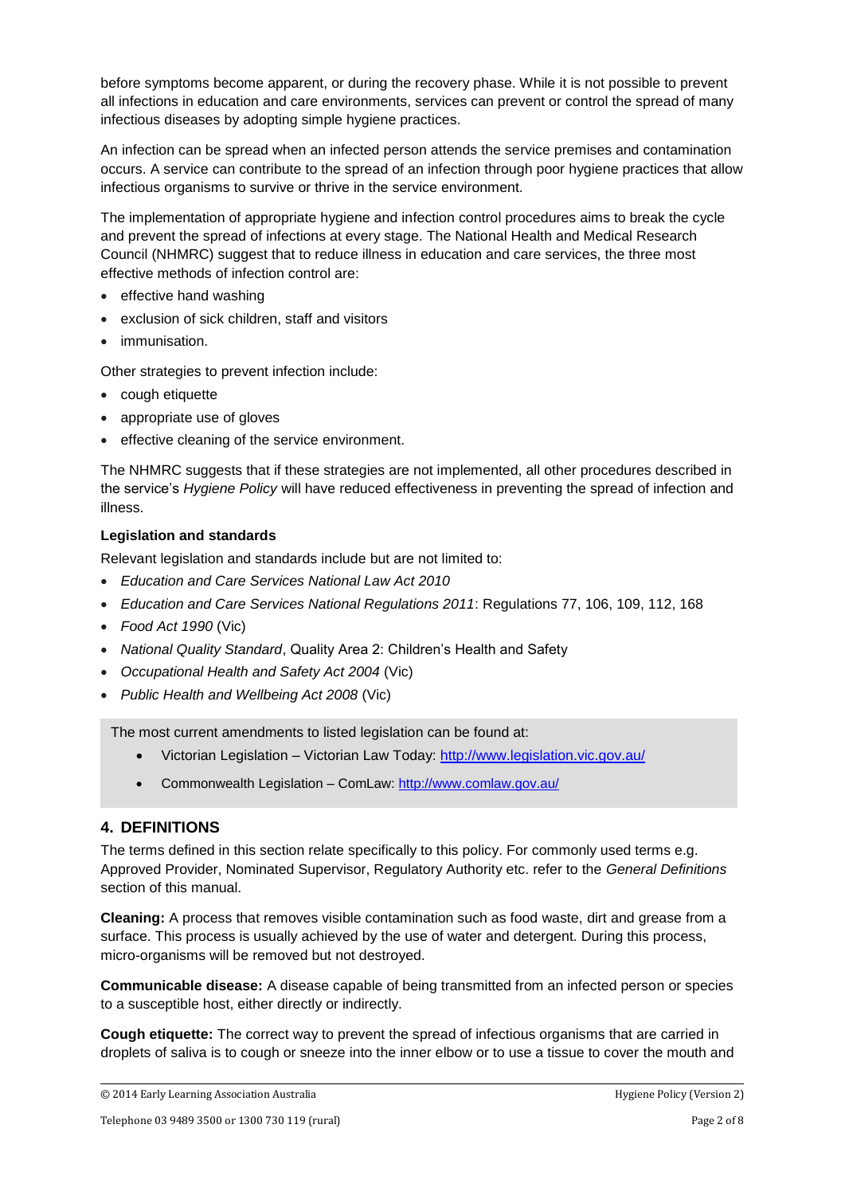before symptoms become apparent, or during the recovery phase. While it is not possible to prevent all infections in education and care environments, services can prevent or control the spread of many infectious diseases by adopting simple hygiene practices.

An infection can be spread when an infected person attends the service premises and contamination occurs. A service can contribute to the spread of an infection through poor hygiene practices that allow infectious organisms to survive or thrive in the service environment.

The implementation of appropriate hygiene and infection control procedures aims to break the cycle and prevent the spread of infections at every stage. The National Health and Medical Research Council (NHMRC) suggest that to reduce illness in education and care services, the three most effective methods of infection control are:

- effective hand washing
- exclusion of sick children, staff and visitors
- immunisation.

Other strategies to prevent infection include:

- cough etiquette
- appropriate use of gloves
- effective cleaning of the service environment.

The NHMRC suggests that if these strategies are not implemented, all other procedures described in the service's *Hygiene Policy* will have reduced effectiveness in preventing the spread of infection and illness.

**Legislation and standards**

Relevant legislation and standards include but are not limited to:

- *Education and Care Services National Law Act 2010*
- *Education and Care Services National Regulations 2011*: Regulations 77, 106, 109, 112, 168
- *Food Act 1990* (Vic)
- *National Quality Standard*, Quality Area 2: Children's Health and Safety
- *Occupational Health and Safety Act 2004* (Vic)
- *Public Health and Wellbeing Act 2008* (Vic)

The most current amendments to listed legislation can be found at:

- Victorian Legislation – Victorian Law Today: http://www.legislation.vic.gov.au/
- Commonwealth Legislation – ComLaw: http://www.comlaw.gov.au/

## 4. DEFINITIONS

The terms defined in this section relate specifically to this policy. For commonly used terms e.g. Approved Provider, Nominated Supervisor, Regulatory Authority etc. refer to the *General Definitions* section of this manual.

**Cleaning:** A process that removes visible contamination such as food waste, dirt and grease from a surface. This process is usually achieved by the use of water and detergent. During this process, micro-organisms will be removed but not destroyed.

**Communicable disease:** A disease capable of being transmitted from an infected person or species to a susceptible host, either directly or indirectly.

**Cough etiquette:** The correct way to prevent the spread of infectious organisms that are carried in droplets of saliva is to cough or sneeze into the inner elbow or to use a tissue to cover the mouth and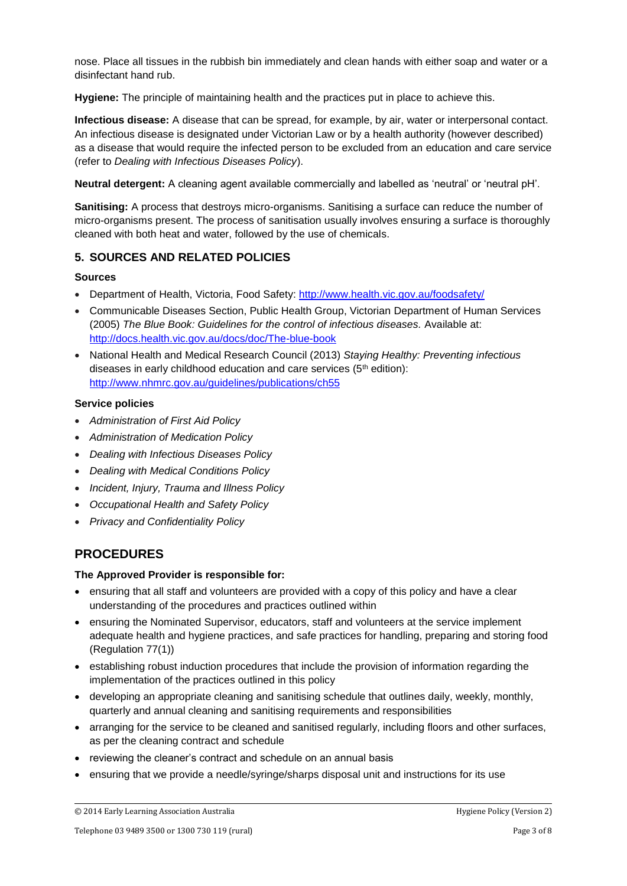nose. Place all tissues in the rubbish bin immediately and clean hands with either soap and water or a disinfectant hand rub.

**Hygiene:** The principle of maintaining health and the practices put in place to achieve this.

**Infectious disease:** A disease that can be spread, for example, by air, water or interpersonal contact. An infectious disease is designated under Victorian Law or by a health authority (however described) as a disease that would require the infected person to be excluded from an education and care service (refer to *Dealing with Infectious Diseases Policy*).

**Neutral detergent:** A cleaning agent available commercially and labelled as 'neutral' or 'neutral pH'.

**Sanitising:** A process that destroys micro-organisms. Sanitising a surface can reduce the number of micro-organisms present. The process of sanitisation usually involves ensuring a surface is thoroughly cleaned with both heat and water, followed by the use of chemicals.

### 5. SOURCES AND RELATED POLICIES

**Sources**

- Department of Health, Victoria, Food Safety: http://www.health.vic.gov.au/foodsafety/
- Communicable Diseases Section, Public Health Group, Victorian Department of Human Services (2005) *The Blue Book: Guidelines for the control of infectious diseases.* Available at: http://docs.health.vic.gov.au/docs/doc/The-blue-book
- National Health and Medical Research Council (2013) *Staying Healthy: Preventing infectious* diseases in early childhood education and care services (5th edition): http://www.nhmrc.gov.au/guidelines/publications/ch55

**Service policies**

- *Administration of First Aid Policy*
- *Administration of Medication Policy*
- *Dealing with Infectious Diseases Policy*
- *Dealing with Medical Conditions Policy*
- *Incident, Injury, Trauma and Illness Policy*
- *Occupational Health and Safety Policy*
- *Privacy and Confidentiality Policy*

## PROCEDURES

**The Approved Provider is responsible for:**

- ensuring that all staff and volunteers are provided with a copy of this policy and have a clear understanding of the procedures and practices outlined within
- ensuring the Nominated Supervisor, educators, staff and volunteers at the service implement adequate health and hygiene practices, and safe practices for handling, preparing and storing food (Regulation 77(1))
- establishing robust induction procedures that include the provision of information regarding the implementation of the practices outlined in this policy
- developing an appropriate cleaning and sanitising schedule that outlines daily, weekly, monthly, quarterly and annual cleaning and sanitising requirements and responsibilities
- arranging for the service to be cleaned and sanitised regularly, including floors and other surfaces, as per the cleaning contract and schedule
- reviewing the cleaner's contract and schedule on an annual basis
- ensuring that we provide a needle/syringe/sharps disposal unit and instructions for its use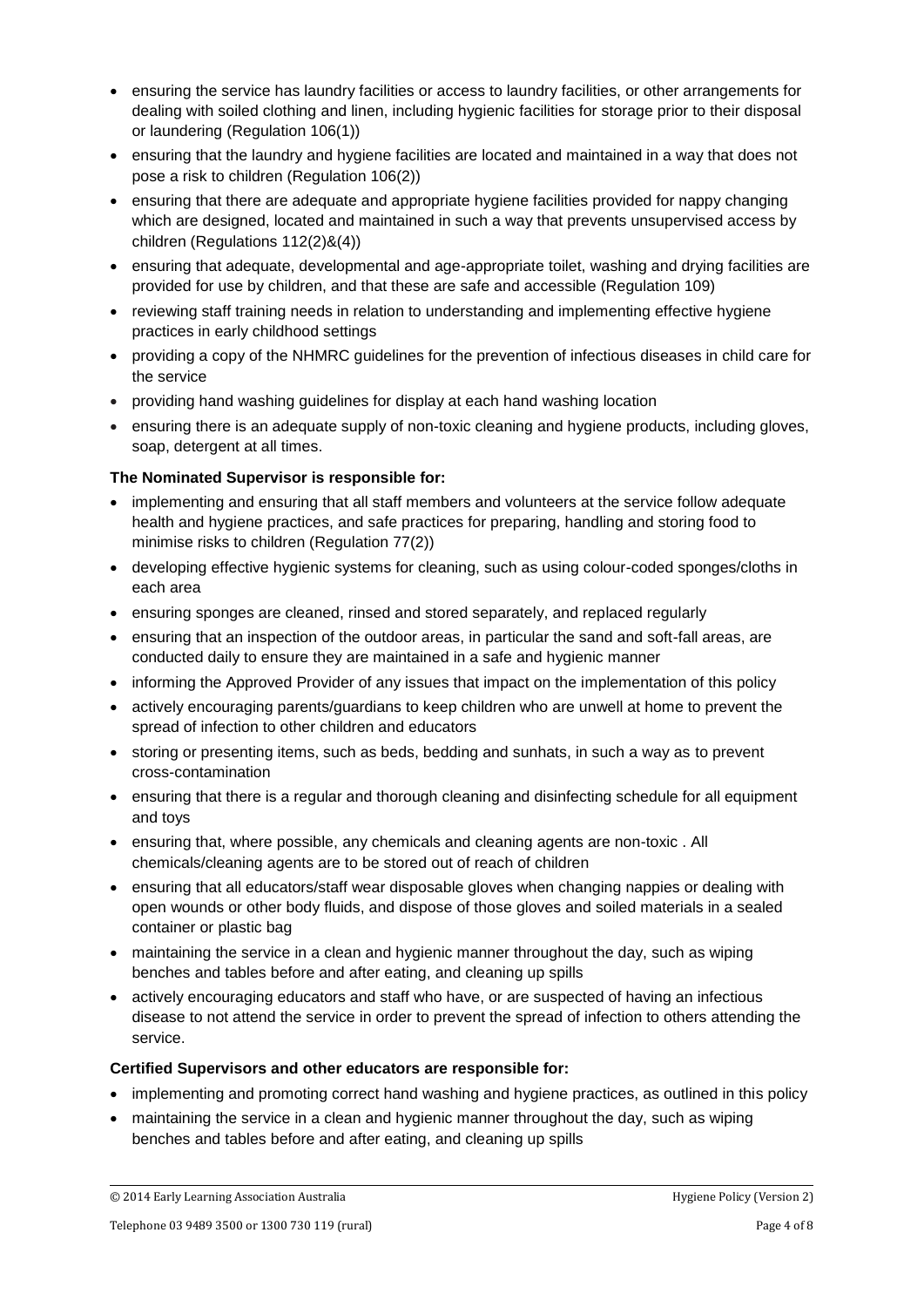- ensuring the service has laundry facilities or access to laundry facilities, or other arrangements for dealing with soiled clothing and linen, including hygienic facilities for storage prior to their disposal or laundering (Regulation 106(1))
- ensuring that the laundry and hygiene facilities are located and maintained in a way that does not pose a risk to children (Regulation 106(2))
- ensuring that there are adequate and appropriate hygiene facilities provided for nappy changing which are designed, located and maintained in such a way that prevents unsupervised access by children (Regulations 112(2)&(4))
- ensuring that adequate, developmental and age-appropriate toilet, washing and drying facilities are provided for use by children, and that these are safe and accessible (Regulation 109)
- reviewing staff training needs in relation to understanding and implementing effective hygiene practices in early childhood settings
- providing a copy of the NHMRC guidelines for the prevention of infectious diseases in child care for the service
- providing hand washing guidelines for display at each hand washing location
- ensuring there is an adequate supply of non-toxic cleaning and hygiene products, including gloves, soap, detergent at all times.

**The Nominated Supervisor is responsible for:**

- implementing and ensuring that all staff members and volunteers at the service follow adequate health and hygiene practices, and safe practices for preparing, handling and storing food to minimise risks to children (Regulation 77(2))
- developing effective hygienic systems for cleaning, such as using colour-coded sponges/cloths in each area
- ensuring sponges are cleaned, rinsed and stored separately, and replaced regularly
- ensuring that an inspection of the outdoor areas, in particular the sand and soft-fall areas, are conducted daily to ensure they are maintained in a safe and hygienic manner
- informing the Approved Provider of any issues that impact on the implementation of this policy
- actively encouraging parents/guardians to keep children who are unwell at home to prevent the spread of infection to other children and educators
- storing or presenting items, such as beds, bedding and sunhats, in such a way as to prevent cross-contamination
- ensuring that there is a regular and thorough cleaning and disinfecting schedule for all equipment and toys
- ensuring that, where possible, any chemicals and cleaning agents are non-toxic . All chemicals/cleaning agents are to be stored out of reach of children
- ensuring that all educators/staff wear disposable gloves when changing nappies or dealing with open wounds or other body fluids, and dispose of those gloves and soiled materials in a sealed container or plastic bag
- maintaining the service in a clean and hygienic manner throughout the day, such as wiping benches and tables before and after eating, and cleaning up spills
- actively encouraging educators and staff who have, or are suspected of having an infectious disease to not attend the service in order to prevent the spread of infection to others attending the service.

**Certified Supervisors and other educators are responsible for:**

- implementing and promoting correct hand washing and hygiene practices, as outlined in this policy
- maintaining the service in a clean and hygienic manner throughout the day, such as wiping benches and tables before and after eating, and cleaning up spills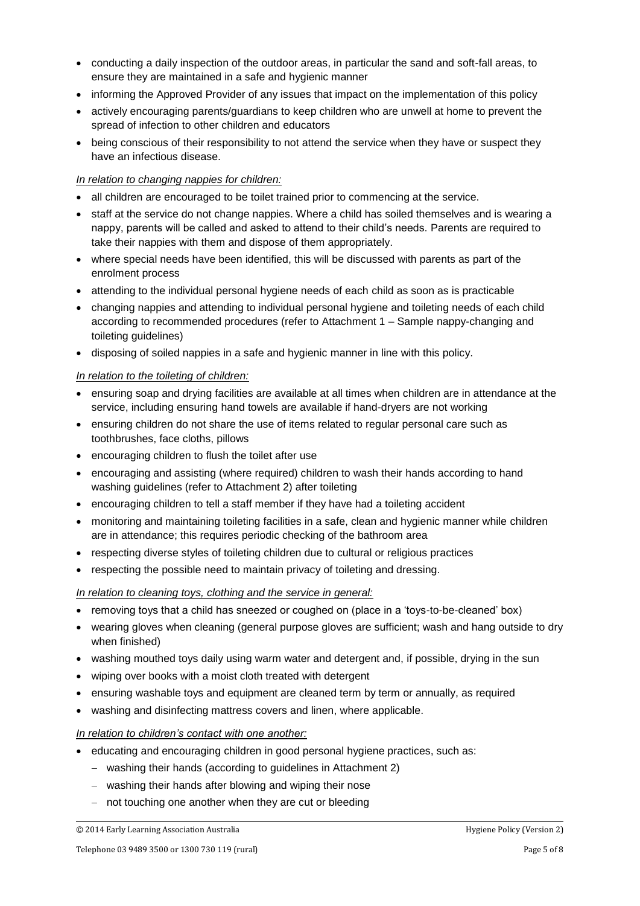- conducting a daily inspection of the outdoor areas, in particular the sand and soft-fall areas, to ensure they are maintained in a safe and hygienic manner
- informing the Approved Provider of any issues that impact on the implementation of this policy
- actively encouraging parents/guardians to keep children who are unwell at home to prevent the spread of infection to other children and educators
- being conscious of their responsibility to not attend the service when they have or suspect they have an infectious disease.

*In relation to changing nappies for children:*

- all children are encouraged to be toilet trained prior to commencing at the service.
- staff at the service do not change nappies. Where a child has soiled themselves and is wearing a nappy, parents will be called and asked to attend to their child's needs. Parents are required to take their nappies with them and dispose of them appropriately.
- where special needs have been identified, this will be discussed with parents as part of the enrolment process
- attending to the individual personal hygiene needs of each child as soon as is practicable
- changing nappies and attending to individual personal hygiene and toileting needs of each child according to recommended procedures (refer to Attachment 1 – Sample nappy-changing and toileting guidelines)
- disposing of soiled nappies in a safe and hygienic manner in line with this policy.

*In relation to the toileting of children:*

- ensuring soap and drying facilities are available at all times when children are in attendance at the service, including ensuring hand towels are available if hand-dryers are not working
- ensuring children do not share the use of items related to regular personal care such as toothbrushes, face cloths, pillows
- encouraging children to flush the toilet after use
- encouraging and assisting (where required) children to wash their hands according to hand washing guidelines (refer to Attachment 2) after toileting
- encouraging children to tell a staff member if they have had a toileting accident
- monitoring and maintaining toileting facilities in a safe, clean and hygienic manner while children are in attendance; this requires periodic checking of the bathroom area
- respecting diverse styles of toileting children due to cultural or religious practices
- respecting the possible need to maintain privacy of toileting and dressing.

*In relation to cleaning toys, clothing and the service in general:*

- removing toys that a child has sneezed or coughed on (place in a 'toys-to-be-cleaned' box)
- wearing gloves when cleaning (general purpose gloves are sufficient; wash and hang outside to dry when finished)
- washing mouthed toys daily using warm water and detergent and, if possible, drying in the sun
- wiping over books with a moist cloth treated with detergent
- ensuring washable toys and equipment are cleaned term by term or annually, as required
- washing and disinfecting mattress covers and linen, where applicable.

*In relation to children's contact with one another:*

- educating and encouraging children in good personal hygiene practices, such as:
  - washing their hands (according to guidelines in Attachment 2)
  - washing their hands after blowing and wiping their nose
  - not touching one another when they are cut or bleeding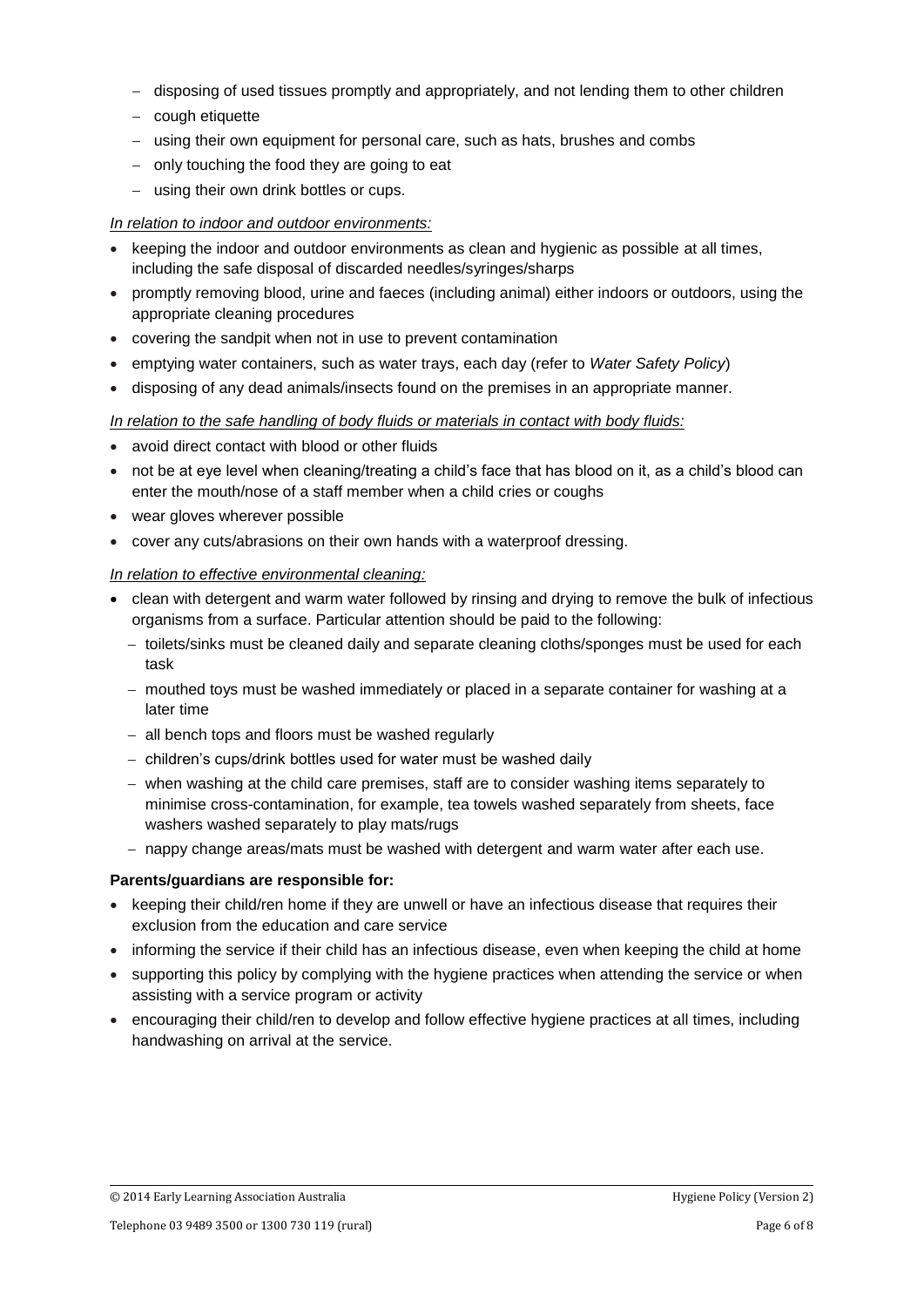- disposing of used tissues promptly and appropriately, and not lending them to other children
  - cough etiquette
  - using their own equipment for personal care, such as hats, brushes and combs
  - only touching the food they are going to eat
  - using their own drink bottles or cups.

*In relation to indoor and outdoor environments:*

- keeping the indoor and outdoor environments as clean and hygienic as possible at all times, including the safe disposal of discarded needles/syringes/sharps
- promptly removing blood, urine and faeces (including animal) either indoors or outdoors, using the appropriate cleaning procedures
- covering the sandpit when not in use to prevent contamination
- emptying water containers, such as water trays, each day (refer to *Water Safety Policy*)
- disposing of any dead animals/insects found on the premises in an appropriate manner.

*In relation to the safe handling of body fluids or materials in contact with body fluids:*

- avoid direct contact with blood or other fluids
- not be at eye level when cleaning/treating a child's face that has blood on it, as a child's blood can enter the mouth/nose of a staff member when a child cries or coughs
- wear gloves wherever possible
- cover any cuts/abrasions on their own hands with a waterproof dressing.

*In relation to effective environmental cleaning:*

- clean with detergent and warm water followed by rinsing and drying to remove the bulk of infectious organisms from a surface. Particular attention should be paid to the following:
  - toilets/sinks must be cleaned daily and separate cleaning cloths/sponges must be used for each task
  - mouthed toys must be washed immediately or placed in a separate container for washing at a later time
  - all bench tops and floors must be washed regularly
  - children's cups/drink bottles used for water must be washed daily
  - when washing at the child care premises, staff are to consider washing items separately to minimise cross-contamination, for example, tea towels washed separately from sheets, face washers washed separately to play mats/rugs
  - nappy change areas/mats must be washed with detergent and warm water after each use.

**Parents/guardians are responsible for:**

- keeping their child/ren home if they are unwell or have an infectious disease that requires their exclusion from the education and care service
- informing the service if their child has an infectious disease, even when keeping the child at home
- supporting this policy by complying with the hygiene practices when attending the service or when assisting with a service program or activity
- encouraging their child/ren to develop and follow effective hygiene practices at all times, including handwashing on arrival at the service.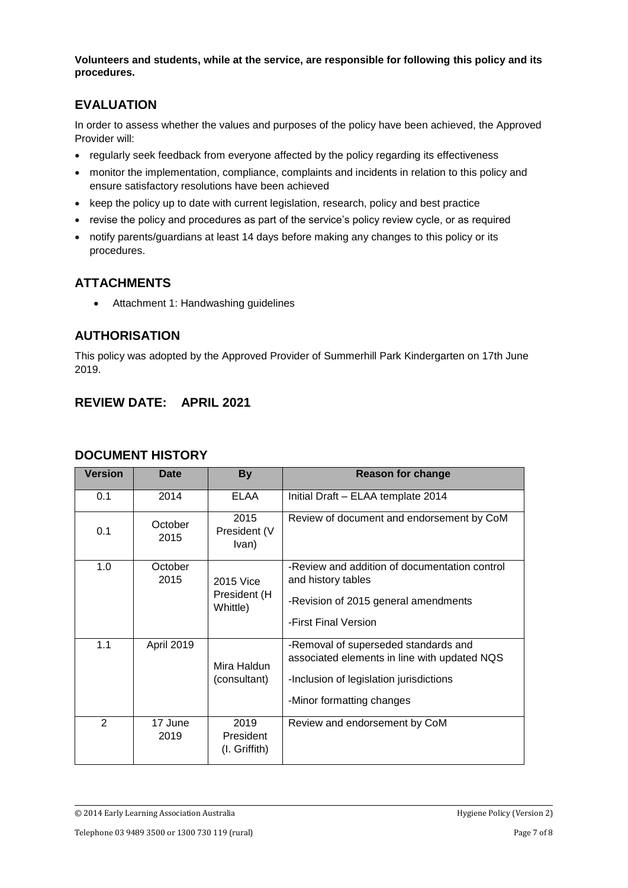**Volunteers and students, while at the service, are responsible for following this policy and its procedures.**

## EVALUATION

In order to assess whether the values and purposes of the policy have been achieved, the Approved Provider will:

- regularly seek feedback from everyone affected by the policy regarding its effectiveness
- monitor the implementation, compliance, complaints and incidents in relation to this policy and ensure satisfactory resolutions have been achieved
- keep the policy up to date with current legislation, research, policy and best practice
- revise the policy and procedures as part of the service's policy review cycle, or as required
- notify parents/guardians at least 14 days before making any changes to this policy or its procedures.

## ATTACHMENTS

- Attachment 1: Handwashing guidelines

## AUTHORISATION

This policy was adopted by the Approved Provider of Summerhill Park Kindergarten on 17th June 2019.

## REVIEW DATE: APRIL 2021

## DOCUMENT HISTORY

| Version | Date | By | Reason for change |
|---|---|---|---|
| 0.1 | 2014 | ELAA | Initial Draft – ELAA template 2014 |
| 0.1 | October 2015 | 2015 President (V Ivan) | Review of document and endorsement by CoM |
| 1.0 | October 2015 | 2015 Vice President (H Whittle) | -Review and addition of documentation control and history tables<br>-Revision of 2015 general amendments<br>-First Final Version |
| 1.1 | April 2019 | Mira Haldun (consultant) | -Removal of superseded standards and associated elements in line with updated NQS<br>-Inclusion of legislation jurisdictions<br>-Minor formatting changes |
| 2 | 17 June 2019 | 2019 President (I. Griffith) | Review and endorsement by CoM |

© 2014 Early Learning Association Australia — Hygiene Policy (Version 2)

Telephone 03 9489 3500 or 1300 730 119 (rural)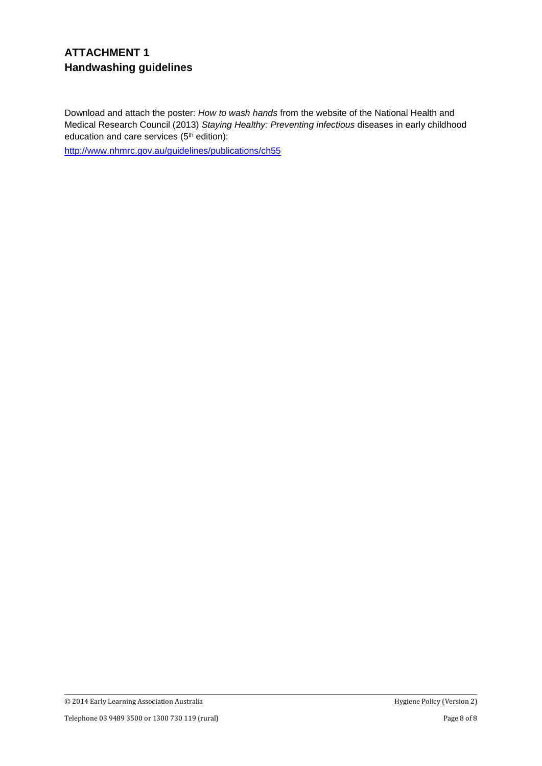## ATTACHMENT 1
## Handwashing guidelines

Download and attach the poster: *How to wash hands* from the website of the National Health and Medical Research Council (2013) *Staying Healthy: Preventing infectious* diseases in early childhood education and care services (5th edition):

http://www.nhmrc.gov.au/guidelines/publications/ch55